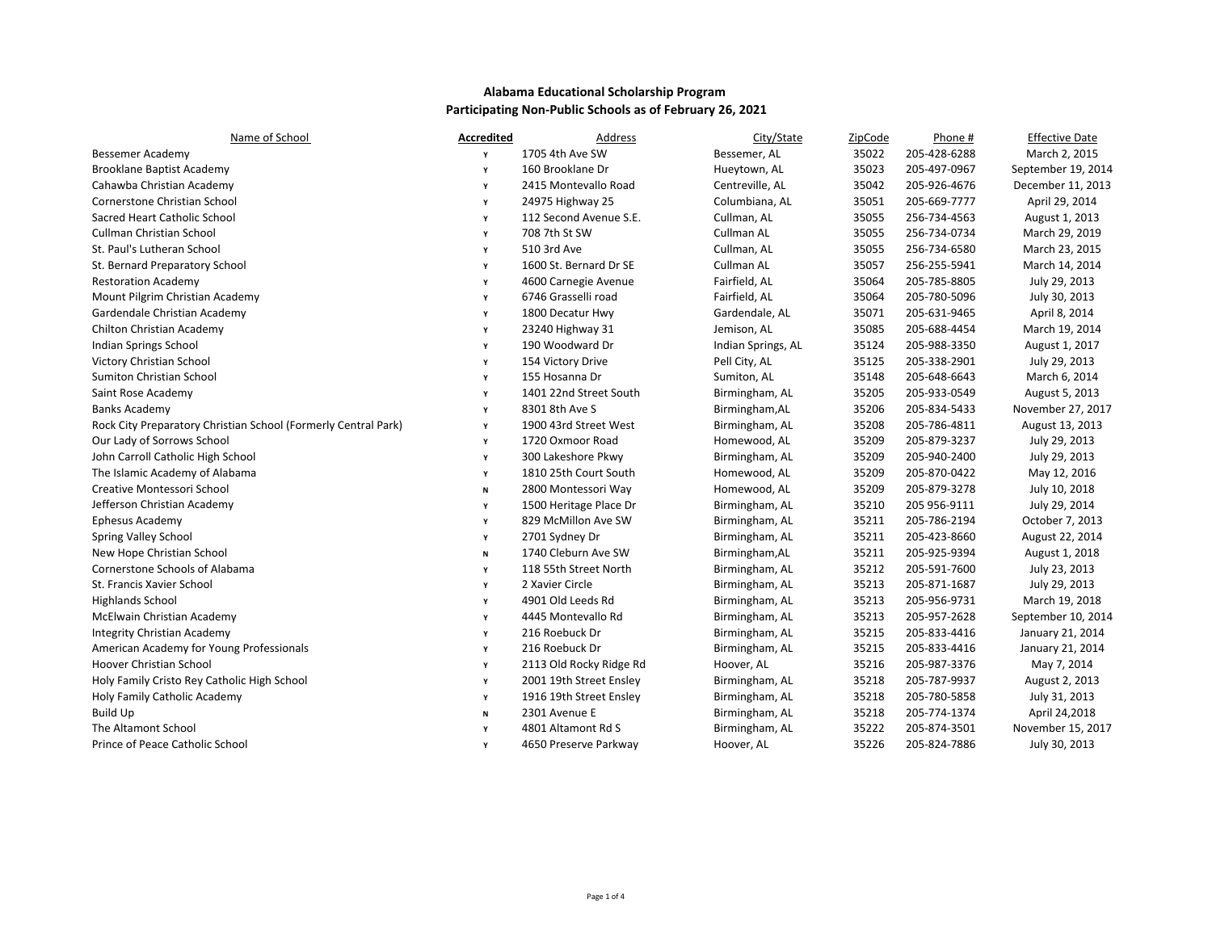**Alabama Educational Scholarship Program**
**Participating Non-Public Schools as of February 26, 2021**

| Name of School | Accredited | Address | City/State | ZipCode | Phone # | Effective Date |
|---|---|---|---|---|---|---|
| Bessemer Academy | Y | 1705 4th Ave SW | Bessemer, AL | 35022 | 205-428-6288 | March 2, 2015 |
| Brooklane Baptist Academy | Y | 160 Brooklane Dr | Hueytown, AL | 35023 | 205-497-0967 | September 19, 2014 |
| Cahawba Christian Academy | Y | 2415 Montevallo Road | Centreville, AL | 35042 | 205-926-4676 | December 11, 2013 |
| Cornerstone Christian School | Y | 24975 Highway 25 | Columbiana, AL | 35051 | 205-669-7777 | April 29, 2014 |
| Sacred Heart Catholic School | Y | 112 Second Avenue S.E. | Cullman, AL | 35055 | 256-734-4563 | August 1, 2013 |
| Cullman Christian School | Y | 708 7th St SW | Cullman AL | 35055 | 256-734-0734 | March 29, 2019 |
| St. Paul's Lutheran School | Y | 510 3rd Ave | Cullman, AL | 35055 | 256-734-6580 | March 23, 2015 |
| St. Bernard Preparatory School | Y | 1600 St. Bernard Dr SE | Cullman AL | 35057 | 256-255-5941 | March 14, 2014 |
| Restoration Academy | Y | 4600 Carnegie Avenue | Fairfield, AL | 35064 | 205-785-8805 | July 29, 2013 |
| Mount Pilgrim Christian Academy | Y | 6746 Grasselli road | Fairfield, AL | 35064 | 205-780-5096 | July 30, 2013 |
| Gardendale Christian Academy | Y | 1800 Decatur Hwy | Gardendale, AL | 35071 | 205-631-9465 | April 8, 2014 |
| Chilton Christian Academy | Y | 23240 Highway 31 | Jemison, AL | 35085 | 205-688-4454 | March 19, 2014 |
| Indian Springs School | Y | 190 Woodward Dr | Indian Springs, AL | 35124 | 205-988-3350 | August 1, 2017 |
| Victory Christian School | Y | 154 Victory Drive | Pell City, AL | 35125 | 205-338-2901 | July 29, 2013 |
| Sumiton Christian School | Y | 155 Hosanna Dr | Sumiton, AL | 35148 | 205-648-6643 | March 6, 2014 |
| Saint Rose Academy | Y | 1401 22nd Street South | Birmingham, AL | 35205 | 205-933-0549 | August 5, 2013 |
| Banks Academy | Y | 8301 8th Ave S | Birmingham,AL | 35206 | 205-834-5433 | November 27, 2017 |
| Rock City Preparatory Christian School (Formerly Central Park) | Y | 1900 43rd Street West | Birmingham, AL | 35208 | 205-786-4811 | August 13, 2013 |
| Our Lady of Sorrows School | Y | 1720 Oxmoor Road | Homewood, AL | 35209 | 205-879-3237 | July 29, 2013 |
| John Carroll Catholic High School | Y | 300 Lakeshore Pkwy | Birmingham, AL | 35209 | 205-940-2400 | July 29, 2013 |
| The Islamic Academy of Alabama | Y | 1810 25th Court South | Homewood, AL | 35209 | 205-870-0422 | May 12, 2016 |
| Creative Montessori School | N | 2800 Montessori Way | Homewood, AL | 35209 | 205-879-3278 | July 10, 2018 |
| Jefferson Christian Academy | Y | 1500 Heritage Place Dr | Birmingham, AL | 35210 | 205 956-9111 | July 29, 2014 |
| Ephesus Academy | Y | 829 McMillon Ave SW | Birmingham, AL | 35211 | 205-786-2194 | October 7, 2013 |
| Spring Valley School | Y | 2701 Sydney Dr | Birmingham, AL | 35211 | 205-423-8660 | August 22, 2014 |
| New Hope Christian School | N | 1740 Cleburn Ave SW | Birmingham,AL | 35211 | 205-925-9394 | August 1, 2018 |
| Cornerstone Schools of Alabama | Y | 118 55th Street North | Birmingham, AL | 35212 | 205-591-7600 | July 23, 2013 |
| St. Francis Xavier School | Y | 2 Xavier Circle | Birmingham, AL | 35213 | 205-871-1687 | July 29, 2013 |
| Highlands School | Y | 4901 Old Leeds Rd | Birmingham, AL | 35213 | 205-956-9731 | March 19, 2018 |
| McElwain Christian Academy | Y | 4445 Montevallo Rd | Birmingham, AL | 35213 | 205-957-2628 | September 10, 2014 |
| Integrity Christian Academy | Y | 216 Roebuck Dr | Birmingham, AL | 35215 | 205-833-4416 | January 21, 2014 |
| American Academy for Young Professionals | Y | 216 Roebuck Dr | Birmingham, AL | 35215 | 205-833-4416 | January 21, 2014 |
| Hoover Christian School | Y | 2113 Old Rocky Ridge Rd | Hoover, AL | 35216 | 205-987-3376 | May 7, 2014 |
| Holy Family Cristo Rey Catholic High School | Y | 2001 19th Street Ensley | Birmingham, AL | 35218 | 205-787-9937 | August 2, 2013 |
| Holy Family Catholic Academy | Y | 1916 19th Street Ensley | Birmingham, AL | 35218 | 205-780-5858 | July 31, 2013 |
| Build Up | N | 2301 Avenue E | Birmingham, AL | 35218 | 205-774-1374 | April 24,2018 |
| The Altamont School | Y | 4801 Altamont Rd S | Birmingham, AL | 35222 | 205-874-3501 | November 15, 2017 |
| Prince of Peace Catholic School | Y | 4650 Preserve Parkway | Hoover, AL | 35226 | 205-824-7886 | July 30, 2013 |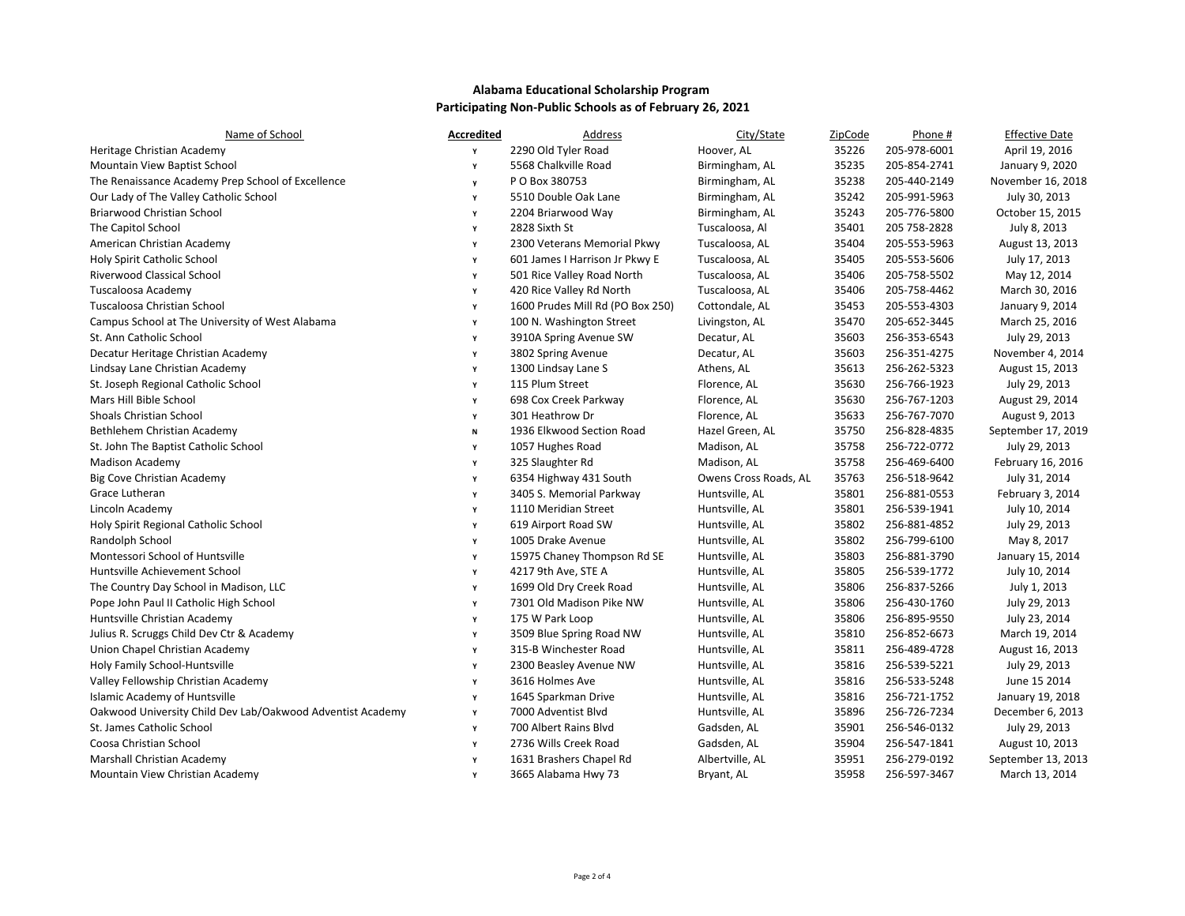## Alabama Educational Scholarship Program
## Participating Non-Public Schools as of February 26, 2021

| Name of School | Accredited | Address | City/State | ZipCode | Phone # | Effective Date |
|---|---|---|---|---|---|---|
| Heritage Christian Academy | Y | 2290 Old Tyler Road | Hoover, AL | 35226 | 205-978-6001 | April 19, 2016 |
| Mountain View Baptist School | Y | 5568 Chalkville Road | Birmingham, AL | 35235 | 205-854-2741 | January 9, 2020 |
| The Renaissance Academy Prep School of Excellence | Y | P O Box 380753 | Birmingham, AL | 35238 | 205-440-2149 | November 16, 2018 |
| Our Lady of The Valley Catholic School | Y | 5510 Double Oak Lane | Birmingham, AL | 35242 | 205-991-5963 | July 30, 2013 |
| Briarwood Christian School | Y | 2204 Briarwood Way | Birmingham, AL | 35243 | 205-776-5800 | October 15, 2015 |
| The Capitol School | Y | 2828 Sixth St | Tuscaloosa, Al | 35401 | 205 758-2828 | July 8, 2013 |
| American Christian Academy | Y | 2300 Veterans Memorial Pkwy | Tuscaloosa, AL | 35404 | 205-553-5963 | August 13, 2013 |
| Holy Spirit Catholic School | Y | 601 James I Harrison Jr Pkwy E | Tuscaloosa, AL | 35405 | 205-553-5606 | July 17, 2013 |
| Riverwood Classical School | Y | 501 Rice Valley Road North | Tuscaloosa, AL | 35406 | 205-758-5502 | May 12, 2014 |
| Tuscaloosa Academy | Y | 420 Rice Valley Rd North | Tuscaloosa, AL | 35406 | 205-758-4462 | March 30, 2016 |
| Tuscaloosa Christian School | Y | 1600 Prudes Mill Rd (PO Box 250) | Cottondale, AL | 35453 | 205-553-4303 | January 9, 2014 |
| Campus School at The University of West Alabama | Y | 100 N. Washington Street | Livingston, AL | 35470 | 205-652-3445 | March 25, 2016 |
| St. Ann Catholic School | Y | 3910A Spring Avenue SW | Decatur, AL | 35603 | 256-353-6543 | July 29, 2013 |
| Decatur Heritage Christian Academy | Y | 3802 Spring Avenue | Decatur, AL | 35603 | 256-351-4275 | November 4, 2014 |
| Lindsay Lane Christian Academy | Y | 1300 Lindsay Lane S | Athens, AL | 35613 | 256-262-5323 | August 15, 2013 |
| St. Joseph Regional Catholic School | Y | 115 Plum Street | Florence, AL | 35630 | 256-766-1923 | July 29, 2013 |
| Mars Hill Bible School | Y | 698 Cox Creek Parkway | Florence, AL | 35630 | 256-767-1203 | August 29, 2014 |
| Shoals Christian School | Y | 301 Heathrow Dr | Florence, AL | 35633 | 256-767-7070 | August 9, 2013 |
| Bethlehem Christian Academy | N | 1936 Elkwood Section Road | Hazel Green, AL | 35750 | 256-828-4835 | September 17, 2019 |
| St. John The Baptist Catholic School | Y | 1057 Hughes Road | Madison, AL | 35758 | 256-722-0772 | July 29, 2013 |
| Madison Academy | Y | 325 Slaughter Rd | Madison, AL | 35758 | 256-469-6400 | February 16, 2016 |
| Big Cove Christian Academy | Y | 6354 Highway 431 South | Owens Cross Roads, AL | 35763 | 256-518-9642 | July 31, 2014 |
| Grace Lutheran | Y | 3405 S. Memorial Parkway | Huntsville, AL | 35801 | 256-881-0553 | February 3, 2014 |
| Lincoln Academy | Y | 1110 Meridian Street | Huntsville, AL | 35801 | 256-539-1941 | July 10, 2014 |
| Holy Spirit Regional Catholic School | Y | 619 Airport Road SW | Huntsville, AL | 35802 | 256-881-4852 | July 29, 2013 |
| Randolph School | Y | 1005 Drake Avenue | Huntsville, AL | 35802 | 256-799-6100 | May 8, 2017 |
| Montessori School of Huntsville | Y | 15975 Chaney Thompson Rd SE | Huntsville, AL | 35803 | 256-881-3790 | January 15, 2014 |
| Huntsville Achievement School | Y | 4217 9th Ave, STE A | Huntsville, AL | 35805 | 256-539-1772 | July 10, 2014 |
| The Country Day School in Madison, LLC | Y | 1699 Old Dry Creek Road | Huntsville, AL | 35806 | 256-837-5266 | July 1, 2013 |
| Pope John Paul II Catholic High School | Y | 7301 Old Madison Pike NW | Huntsville, AL | 35806 | 256-430-1760 | July 29, 2013 |
| Huntsville Christian Academy | Y | 175 W Park Loop | Huntsville, AL | 35806 | 256-895-9550 | July 23, 2014 |
| Julius R. Scruggs Child Dev Ctr & Academy | Y | 3509 Blue Spring Road NW | Huntsville, AL | 35810 | 256-852-6673 | March 19, 2014 |
| Union Chapel Christian Academy | Y | 315-B Winchester Road | Huntsville, AL | 35811 | 256-489-4728 | August 16, 2013 |
| Holy Family School-Huntsville | Y | 2300 Beasley Avenue NW | Huntsville, AL | 35816 | 256-539-5221 | July 29, 2013 |
| Valley Fellowship Christian Academy | Y | 3616 Holmes Ave | Huntsville, AL | 35816 | 256-533-5248 | June 15 2014 |
| Islamic Academy of Huntsville | Y | 1645 Sparkman Drive | Huntsville, AL | 35816 | 256-721-1752 | January 19, 2018 |
| Oakwood University Child Dev Lab/Oakwood Adventist Academy | Y | 7000 Adventist Blvd | Huntsville, AL | 35896 | 256-726-7234 | December 6, 2013 |
| St. James Catholic School | Y | 700 Albert Rains Blvd | Gadsden, AL | 35901 | 256-546-0132 | July 29, 2013 |
| Coosa Christian School | Y | 2736 Wills Creek Road | Gadsden, AL | 35904 | 256-547-1841 | August 10, 2013 |
| Marshall Christian Academy | Y | 1631 Brashers Chapel Rd | Albertville, AL | 35951 | 256-279-0192 | September 13, 2013 |
| Mountain View Christian Academy | Y | 3665 Alabama Hwy 73 | Bryant, AL | 35958 | 256-597-3467 | March 13, 2014 |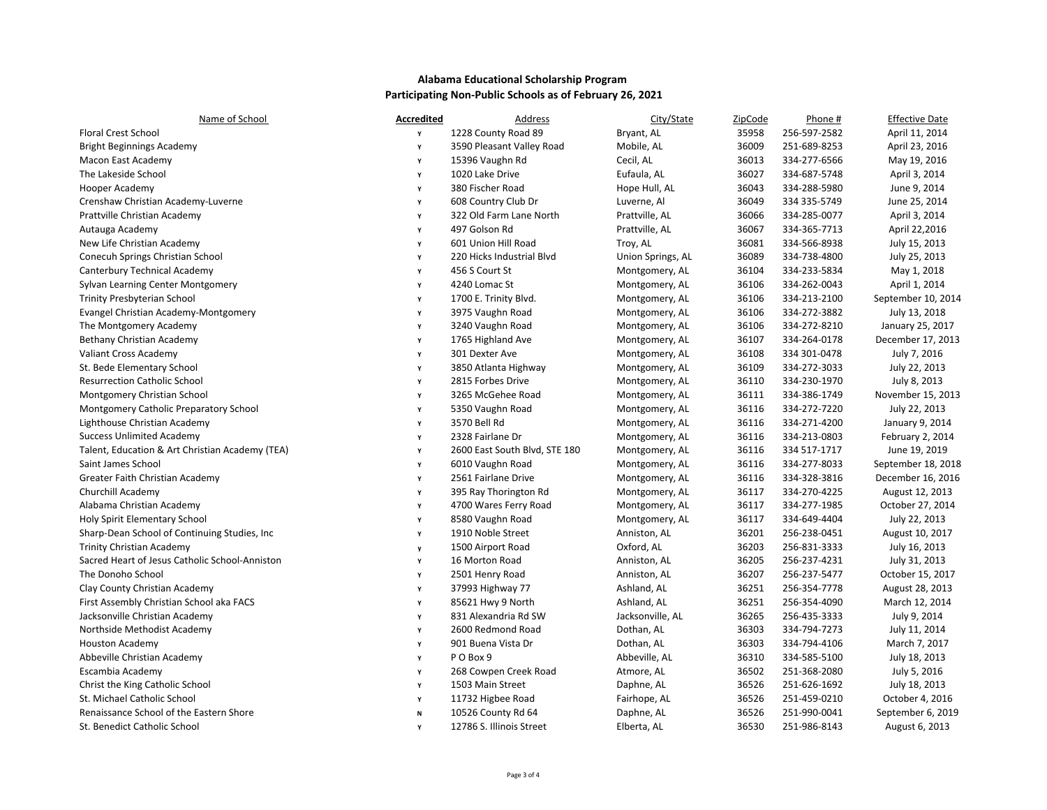**Alabama Educational Scholarship Program**
**Participating Non-Public Schools as of February 26, 2021**

| Name of School | Accredited | Address | City/State | ZipCode | Phone # | Effective Date |
|---|---|---|---|---|---|---|
| Floral Crest School | Y | 1228 County Road 89 | Bryant, AL | 35958 | 256-597-2582 | April 11, 2014 |
| Bright Beginnings Academy | Y | 3590 Pleasant Valley Road | Mobile, AL | 36009 | 251-689-8253 | April 23, 2016 |
| Macon East Academy | Y | 15396 Vaughn Rd | Cecil, AL | 36013 | 334-277-6566 | May 19, 2016 |
| The Lakeside School | Y | 1020 Lake Drive | Eufaula, AL | 36027 | 334-687-5748 | April 3, 2014 |
| Hooper Academy | Y | 380 Fischer Road | Hope Hull, AL | 36043 | 334-288-5980 | June 9, 2014 |
| Crenshaw Christian Academy-Luverne | Y | 608 Country Club Dr | Luverne, Al | 36049 | 334 335-5749 | June 25, 2014 |
| Prattville Christian Academy | Y | 322 Old Farm Lane North | Prattville, AL | 36066 | 334-285-0077 | April 3, 2014 |
| Autauga Academy | Y | 497 Golson Rd | Prattville, AL | 36067 | 334-365-7713 | April 22,2016 |
| New Life Christian Academy | Y | 601 Union Hill Road | Troy, AL | 36081 | 334-566-8938 | July 15, 2013 |
| Conecuh Springs Christian School | Y | 220 Hicks Industrial Blvd | Union Springs, AL | 36089 | 334-738-4800 | July 25, 2013 |
| Canterbury Technical Academy | Y | 456 S Court St | Montgomery, AL | 36104 | 334-233-5834 | May 1, 2018 |
| Sylvan Learning Center Montgomery | Y | 4240 Lomac St | Montgomery, AL | 36106 | 334-262-0043 | April 1, 2014 |
| Trinity Presbyterian School | Y | 1700 E. Trinity Blvd. | Montgomery, AL | 36106 | 334-213-2100 | September 10, 2014 |
| Evangel Christian Academy-Montgomery | Y | 3975 Vaughn Road | Montgomery, AL | 36106 | 334-272-3882 | July 13, 2018 |
| The Montgomery Academy | Y | 3240 Vaughn Road | Montgomery, AL | 36106 | 334-272-8210 | January 25, 2017 |
| Bethany Christian Academy | Y | 1765 Highland Ave | Montgomery, AL | 36107 | 334-264-0178 | December 17, 2013 |
| Valiant Cross Academy | Y | 301 Dexter Ave | Montgomery, AL | 36108 | 334 301-0478 | July 7, 2016 |
| St. Bede Elementary School | Y | 3850 Atlanta Highway | Montgomery, AL | 36109 | 334-272-3033 | July 22, 2013 |
| Resurrection Catholic School | Y | 2815 Forbes Drive | Montgomery, AL | 36110 | 334-230-1970 | July 8, 2013 |
| Montgomery Christian School | Y | 3265 McGehee Road | Montgomery, AL | 36111 | 334-386-1749 | November 15, 2013 |
| Montgomery Catholic Preparatory School | Y | 5350 Vaughn Road | Montgomery, AL | 36116 | 334-272-7220 | July 22, 2013 |
| Lighthouse Christian Academy | Y | 3570 Bell Rd | Montgomery, AL | 36116 | 334-271-4200 | January 9, 2014 |
| Success Unlimited Academy | Y | 2328 Fairlane Dr | Montgomery, AL | 36116 | 334-213-0803 | February 2, 2014 |
| Talent, Education & Art Christian Academy (TEA) | Y | 2600 East South Blvd, STE 180 | Montgomery, AL | 36116 | 334 517-1717 | June 19, 2019 |
| Saint James School | Y | 6010 Vaughn Road | Montgomery, AL | 36116 | 334-277-8033 | September 18, 2018 |
| Greater Faith Christian Academy | Y | 2561 Fairlane Drive | Montgomery, AL | 36116 | 334-328-3816 | December 16, 2016 |
| Churchill Academy | Y | 395 Ray Thorington Rd | Montgomery, AL | 36117 | 334-270-4225 | August 12, 2013 |
| Alabama Christian Academy | Y | 4700 Wares Ferry Road | Montgomery, AL | 36117 | 334-277-1985 | October 27, 2014 |
| Holy Spirit Elementary School | Y | 8580 Vaughn Road | Montgomery, AL | 36117 | 334-649-4404 | July 22, 2013 |
| Sharp-Dean School of Continuing Studies, Inc | Y | 1910 Noble Street | Anniston, AL | 36201 | 256-238-0451 | August 10, 2017 |
| Trinity Christian Academy | Y | 1500 Airport Road | Oxford, AL | 36203 | 256-831-3333 | July 16, 2013 |
| Sacred Heart of Jesus Catholic School-Anniston | Y | 16 Morton Road | Anniston, AL | 36205 | 256-237-4231 | July 31, 2013 |
| The Donoho School | Y | 2501 Henry Road | Anniston, AL | 36207 | 256-237-5477 | October 15, 2017 |
| Clay County Christian Academy | Y | 37993 Highway 77 | Ashland, AL | 36251 | 256-354-7778 | August 28, 2013 |
| First Assembly Christian School aka FACS | Y | 85621 Hwy 9 North | Ashland, AL | 36251 | 256-354-4090 | March 12, 2014 |
| Jacksonville Christian Academy | Y | 831 Alexandria Rd SW | Jacksonville, AL | 36265 | 256-435-3333 | July 9, 2014 |
| Northside Methodist Academy | Y | 2600 Redmond Road | Dothan, AL | 36303 | 334-794-7273 | July 11, 2014 |
| Houston Academy | Y | 901 Buena Vista Dr | Dothan, AL | 36303 | 334-794-4106 | March 7, 2017 |
| Abbeville Christian Academy | Y | P O Box 9 | Abbeville, AL | 36310 | 334-585-5100 | July 18, 2013 |
| Escambia Academy | Y | 268 Cowpen Creek Road | Atmore, AL | 36502 | 251-368-2080 | July 5, 2016 |
| Christ the King Catholic School | Y | 1503 Main Street | Daphne, AL | 36526 | 251-626-1692 | July 18, 2013 |
| St. Michael Catholic School | Y | 11732 Higbee Road | Fairhope, AL | 36526 | 251-459-0210 | October 4, 2016 |
| Renaissance School of the Eastern Shore | N | 10526 County Rd 64 | Daphne, AL | 36526 | 251-990-0041 | September 6, 2019 |
| St. Benedict Catholic School | Y | 12786 S. Illinois Street | Elberta, AL | 36530 | 251-986-8143 | August 6, 2013 |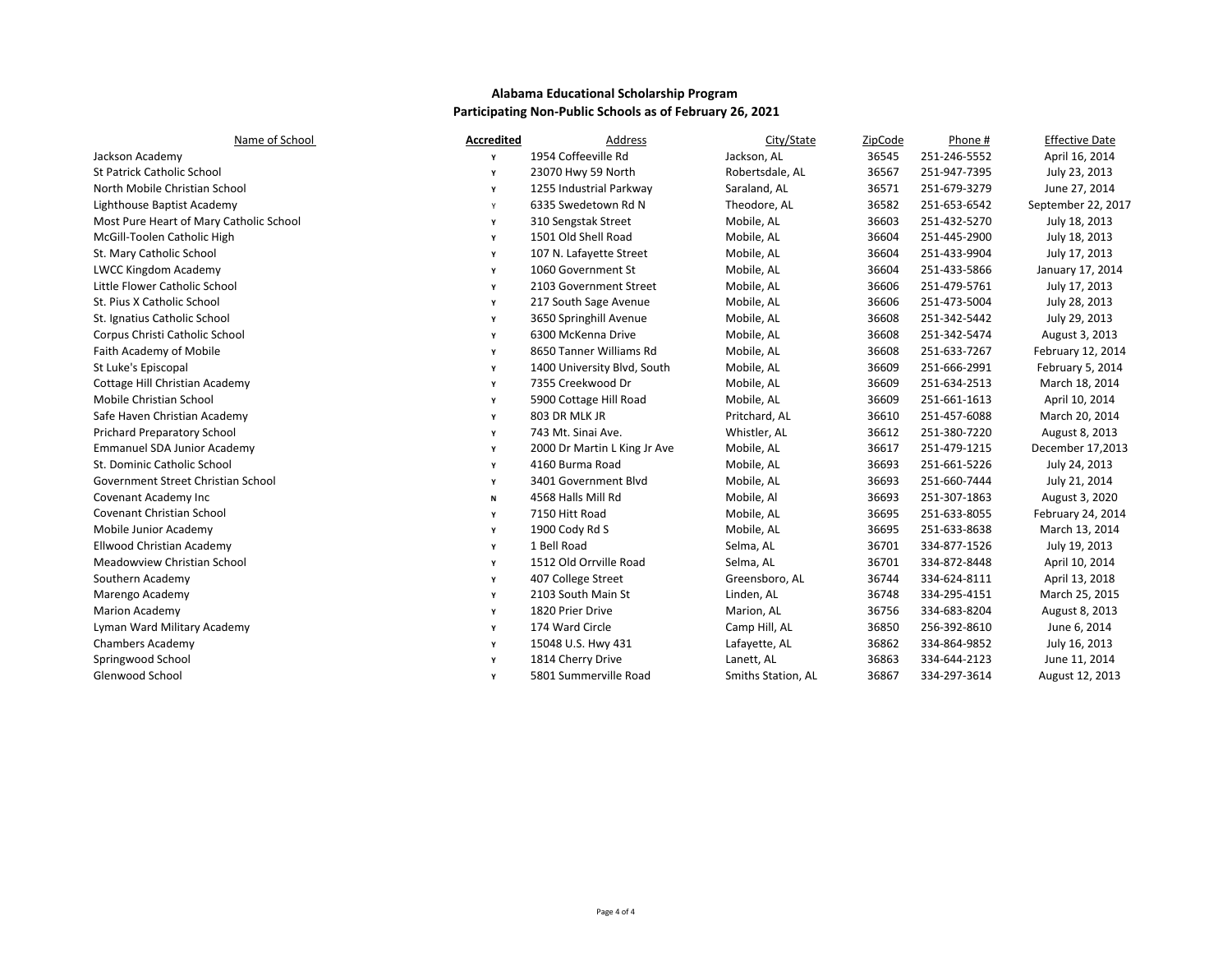**Alabama Educational Scholarship Program**

**Participating Non-Public Schools as of February 26, 2021**

| Name of School | Accredited | Address | City/State | ZipCode | Phone # | Effective Date |
|---|---|---|---|---|---|---|
| Jackson Academy | Y | 1954 Coffeeville Rd | Jackson, AL | 36545 | 251-246-5552 | April 16, 2014 |
| St Patrick Catholic School | Y | 23070 Hwy 59 North | Robertsdale, AL | 36567 | 251-947-7395 | July 23, 2013 |
| North Mobile Christian School | Y | 1255 Industrial Parkway | Saraland, AL | 36571 | 251-679-3279 | June 27, 2014 |
| Lighthouse Baptist Academy | Y | 6335 Swedetown Rd N | Theodore, AL | 36582 | 251-653-6542 | September 22, 2017 |
| Most Pure Heart of Mary Catholic School | Y | 310 Sengstak Street | Mobile, AL | 36603 | 251-432-5270 | July 18, 2013 |
| McGill-Toolen Catholic High | Y | 1501 Old Shell Road | Mobile, AL | 36604 | 251-445-2900 | July 18, 2013 |
| St. Mary Catholic School | Y | 107 N. Lafayette Street | Mobile, AL | 36604 | 251-433-9904 | July 17, 2013 |
| LWCC Kingdom Academy | Y | 1060 Government St | Mobile, AL | 36604 | 251-433-5866 | January 17, 2014 |
| Little Flower Catholic School | Y | 2103 Government Street | Mobile, AL | 36606 | 251-479-5761 | July 17, 2013 |
| St. Pius X Catholic School | Y | 217 South Sage Avenue | Mobile, AL | 36606 | 251-473-5004 | July 28, 2013 |
| St. Ignatius Catholic School | Y | 3650 Springhill Avenue | Mobile, AL | 36608 | 251-342-5442 | July 29, 2013 |
| Corpus Christi Catholic School | Y | 6300 McKenna Drive | Mobile, AL | 36608 | 251-342-5474 | August 3, 2013 |
| Faith Academy of Mobile | Y | 8650 Tanner Williams Rd | Mobile, AL | 36608 | 251-633-7267 | February 12, 2014 |
| St Luke's Episcopal | Y | 1400 University Blvd, South | Mobile, AL | 36609 | 251-666-2991 | February 5, 2014 |
| Cottage Hill Christian Academy | Y | 7355 Creekwood Dr | Mobile, AL | 36609 | 251-634-2513 | March 18, 2014 |
| Mobile Christian School | Y | 5900 Cottage Hill Road | Mobile, AL | 36609 | 251-661-1613 | April 10, 2014 |
| Safe Haven Christian Academy | Y | 803 DR MLK JR | Pritchard, AL | 36610 | 251-457-6088 | March 20, 2014 |
| Prichard Preparatory School | Y | 743 Mt. Sinai Ave. | Whistler, AL | 36612 | 251-380-7220 | August 8, 2013 |
| Emmanuel SDA Junior Academy | Y | 2000 Dr Martin L King Jr Ave | Mobile, AL | 36617 | 251-479-1215 | December 17,2013 |
| St. Dominic Catholic School | Y | 4160 Burma Road | Mobile, AL | 36693 | 251-661-5226 | July 24, 2013 |
| Government Street Christian School | Y | 3401 Government Blvd | Mobile, AL | 36693 | 251-660-7444 | July 21, 2014 |
| Covenant Academy Inc | N | 4568 Halls Mill Rd | Mobile, Al | 36693 | 251-307-1863 | August 3, 2020 |
| Covenant Christian School | Y | 7150 Hitt Road | Mobile, AL | 36695 | 251-633-8055 | February 24, 2014 |
| Mobile Junior Academy | Y | 1900 Cody Rd S | Mobile, AL | 36695 | 251-633-8638 | March 13, 2014 |
| Ellwood Christian Academy | Y | 1 Bell Road | Selma, AL | 36701 | 334-877-1526 | July 19, 2013 |
| Meadowview Christian School | Y | 1512 Old Orrville Road | Selma, AL | 36701 | 334-872-8448 | April 10, 2014 |
| Southern Academy | Y | 407 College Street | Greensboro, AL | 36744 | 334-624-8111 | April 13, 2018 |
| Marengo Academy | Y | 2103 South Main St | Linden, AL | 36748 | 334-295-4151 | March 25, 2015 |
| Marion Academy | Y | 1820 Prier Drive | Marion, AL | 36756 | 334-683-8204 | August 8, 2013 |
| Lyman Ward Military Academy | Y | 174 Ward Circle | Camp Hill, AL | 36850 | 256-392-8610 | June 6, 2014 |
| Chambers Academy | Y | 15048 U.S. Hwy 431 | Lafayette, AL | 36862 | 334-864-9852 | July 16, 2013 |
| Springwood School | Y | 1814 Cherry Drive | Lanett, AL | 36863 | 334-644-2123 | June 11, 2014 |
| Glenwood School | Y | 5801 Summerville Road | Smiths Station, AL | 36867 | 334-297-3614 | August 12, 2013 |